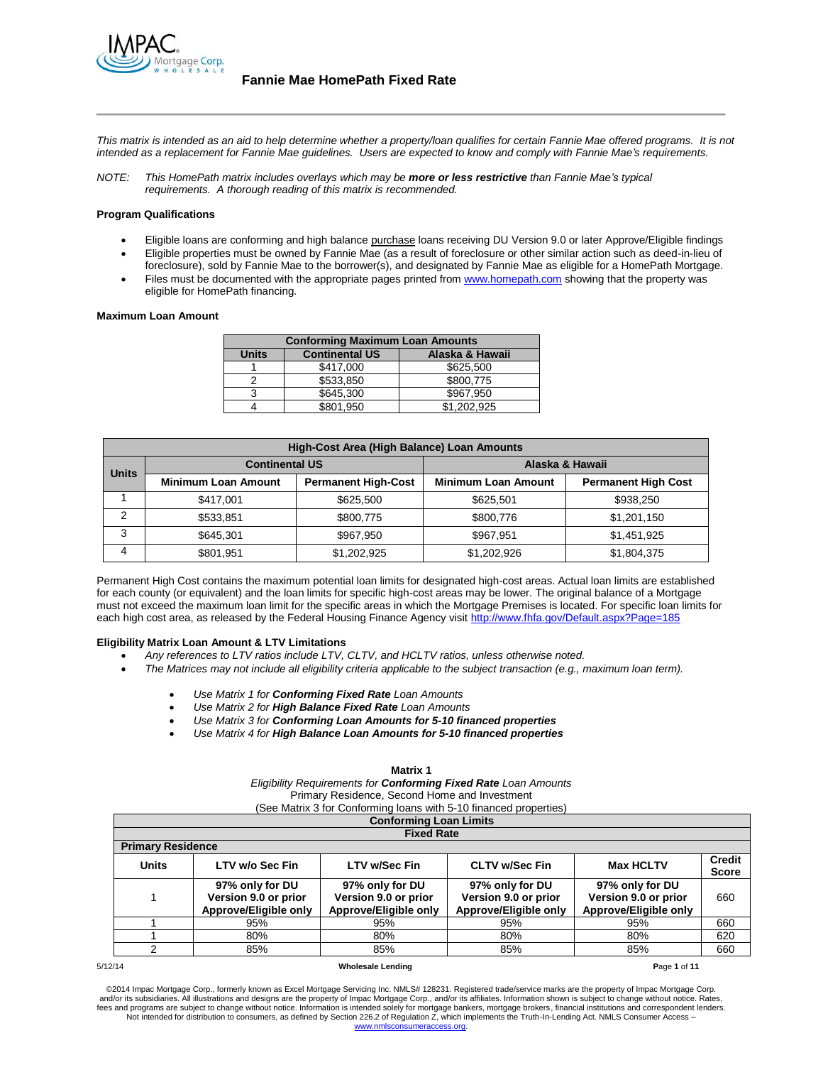# Fannie Mae HomePath Fixed Rate

*This matrix is intended as an aid to help determine whether a property/loan qualifies for certain Fannie Mae offered programs. It is not intended as a replacement for Fannie Mae guidelines. Users are expected to know and comply with Fannie Mae's requirements.*

*NOTE: This HomePath matrix includes overlays which may be **more or less restrictive** than Fannie Mae's typical requirements. A thorough reading of this matrix is recommended.*

**Program Qualifications**

- Eligible loans are conforming and high balance purchase loans receiving DU Version 9.0 or later Approve/Eligible findings
- Eligible properties must be owned by Fannie Mae (as a result of foreclosure or other similar action such as deed-in-lieu of foreclosure), sold by Fannie Mae to the borrower(s), and designated by Fannie Mae as eligible for a HomePath Mortgage.
- Files must be documented with the appropriate pages printed from www.homepath.com showing that the property was eligible for HomePath financing.

**Maximum Loan Amount**

| Conforming Maximum Loan Amounts | | |
|---|---|---|
| **Units** | **Continental US** | **Alaska & Hawaii** |
| 1 | $417,000 | $625,500 |
| 2 | $533,850 | $800,775 |
| 3 | $645,300 | $967,950 |
| 4 | $801,950 | $1,202,925 |

| High-Cost Area (High Balance) Loan Amounts | | | | |
|---|---|---|---|---|
| **Units** | **Continental US** | | **Alaska & Hawaii** | |
| | **Minimum Loan Amount** | **Permanent High-Cost** | **Minimum Loan Amount** | **Permanent High Cost** |
| 1 | $417,001 | $625,500 | $625,501 | $938,250 |
| 2 | $533,851 | $800,775 | $800,776 | $1,201,150 |
| 3 | $645,301 | $967,950 | $967,951 | $1,451,925 |
| 4 | $801,951 | $1,202,925 | $1,202,926 | $1,804,375 |

Permanent High Cost contains the maximum potential loan limits for designated high-cost areas. Actual loan limits are established for each county (or equivalent) and the loan limits for specific high-cost areas may be lower. The original balance of a Mortgage must not exceed the maximum loan limit for the specific areas in which the Mortgage Premises is located. For specific loan limits for each high cost area, as released by the Federal Housing Finance Agency visit http://www.fhfa.gov/Default.aspx?Page=185

**Eligibility Matrix Loan Amount & LTV Limitations**

- *Any references to LTV ratios include LTV, CLTV, and HCLTV ratios, unless otherwise noted.*
- *The Matrices may not include all eligibility criteria applicable to the subject transaction (e.g., maximum loan term).*
  - *Use Matrix 1 for **Conforming Fixed Rate** Loan Amounts*
  - *Use Matrix 2 for **High Balance Fixed Rate** Loan Amounts*
  - *Use Matrix 3 for **Conforming Loan Amounts for 5-10 financed properties***
  - *Use Matrix 4 for **High Balance Loan Amounts for 5-10 financed properties***

**Matrix 1**

*Eligibility Requirements for **Conforming Fixed Rate** Loan Amounts*

Primary Residence, Second Home and Investment

(See Matrix 3 for Conforming loans with 5-10 financed properties)

| Conforming Loan Limits | | | | | |
|---|---|---|---|---|---|
| **Fixed Rate** | | | | | |
| **Primary Residence** | | | | | |
| **Units** | **LTV w/o Sec Fin** | **LTV w/Sec Fin** | **CLTV w/Sec Fin** | **Max HCLTV** | **Credit Score** |
| 1 | **97% only for DU Version 9.0 or prior Approve/Eligible only** | **97% only for DU Version 9.0 or prior Approve/Eligible only** | **97% only for DU Version 9.0 or prior Approve/Eligible only** | **97% only for DU Version 9.0 or prior Approve/Eligible only** | 660 |
| 1 | 95% | 95% | 95% | 95% | 660 |
| 1 | 80% | 80% | 80% | 80% | 620 |
| 2 | 85% | 85% | 85% | 85% | 660 |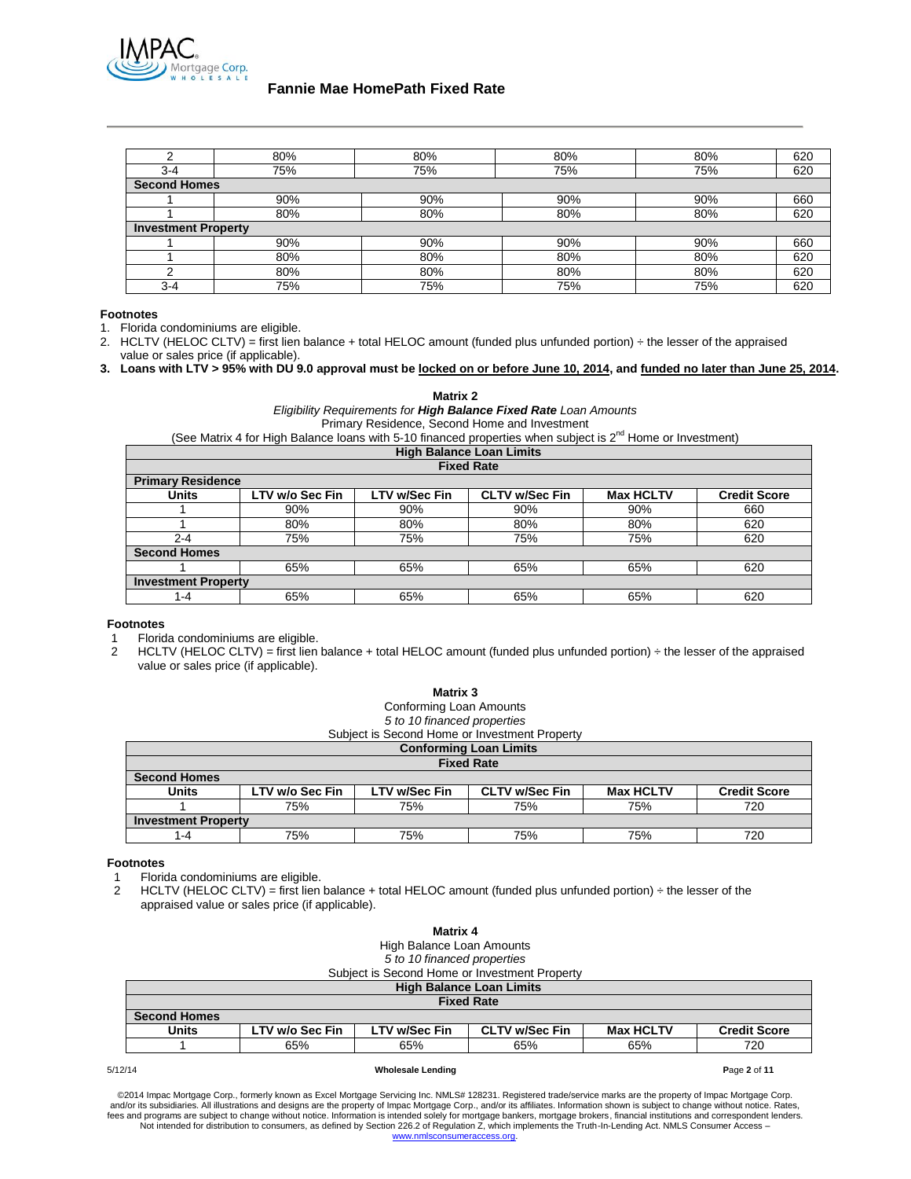| | | | | | |
|---|---|---|---|---|---|
| 2 | 80% | 80% | 80% | 80% | 620 |
| 3-4 | 75% | 75% | 75% | 75% | 620 |
| **Second Homes** | | | | | |
| 1 | 90% | 90% | 90% | 90% | 660 |
| 1 | 80% | 80% | 80% | 80% | 620 |
| **Investment Property** | | | | | |
| 1 | 90% | 90% | 90% | 90% | 660 |
| 1 | 80% | 80% | 80% | 80% | 620 |
| 2 | 80% | 80% | 80% | 80% | 620 |
| 3-4 | 75% | 75% | 75% | 75% | 620 |

**Footnotes**

1. Florida condominiums are eligible.
2. HCLTV (HELOC CLTV) = first lien balance + total HELOC amount (funded plus unfunded portion) ÷ the lesser of the appraised value or sales price (if applicable).
3. **Loans with LTV > 95% with DU 9.0 approval must be <u>locked on or before June 10, 2014</u>, and <u>funded no later than June 25, 2014</u>.**

**Matrix 2**

*Eligibility Requirements for **High Balance Fixed Rate** Loan Amounts*

Primary Residence, Second Home and Investment

(See Matrix 4 for High Balance loans with 5-10 financed properties when subject is 2nd Home or Investment)

| **High Balance Loan Limits** | | | | | |
|---|---|---|---|---|---|
| **Fixed Rate** | | | | | |
| **Primary Residence** | | | | | |
| **Units** | **LTV w/o Sec Fin** | **LTV w/Sec Fin** | **CLTV w/Sec Fin** | **Max HCLTV** | **Credit Score** |
| 1 | 90% | 90% | 90% | 90% | 660 |
| 1 | 80% | 80% | 80% | 80% | 620 |
| 2-4 | 75% | 75% | 75% | 75% | 620 |
| **Second Homes** | | | | | |
| 1 | 65% | 65% | 65% | 65% | 620 |
| **Investment Property** | | | | | |
| 1-4 | 65% | 65% | 65% | 65% | 620 |

**Footnotes**

1. Florida condominiums are eligible.
2. HCLTV (HELOC CLTV) = first lien balance + total HELOC amount (funded plus unfunded portion) ÷ the lesser of the appraised value or sales price (if applicable).

**Matrix 3**

Conforming Loan Amounts

*5 to 10 financed properties*

Subject is Second Home or Investment Property

| **Conforming Loan Limits** | | | | | |
|---|---|---|---|---|---|
| **Fixed Rate** | | | | | |
| **Second Homes** | | | | | |
| **Units** | **LTV w/o Sec Fin** | **LTV w/Sec Fin** | **CLTV w/Sec Fin** | **Max HCLTV** | **Credit Score** |
| 1 | 75% | 75% | 75% | 75% | 720 |
| **Investment Property** | | | | | |
| 1-4 | 75% | 75% | 75% | 75% | 720 |

**Footnotes**

1. Florida condominiums are eligible.
2. HCLTV (HELOC CLTV) = first lien balance + total HELOC amount (funded plus unfunded portion) ÷ the lesser of the appraised value or sales price (if applicable).

**Matrix 4**

High Balance Loan Amounts

*5 to 10 financed properties*

Subject is Second Home or Investment Property

| **High Balance Loan Limits** | | | | | |
|---|---|---|---|---|---|
| **Fixed Rate** | | | | | |
| **Second Homes** | | | | | |
| **Units** | **LTV w/o Sec Fin** | **LTV w/Sec Fin** | **CLTV w/Sec Fin** | **Max HCLTV** | **Credit Score** |
| 1 | 65% | 65% | 65% | 65% | 720 |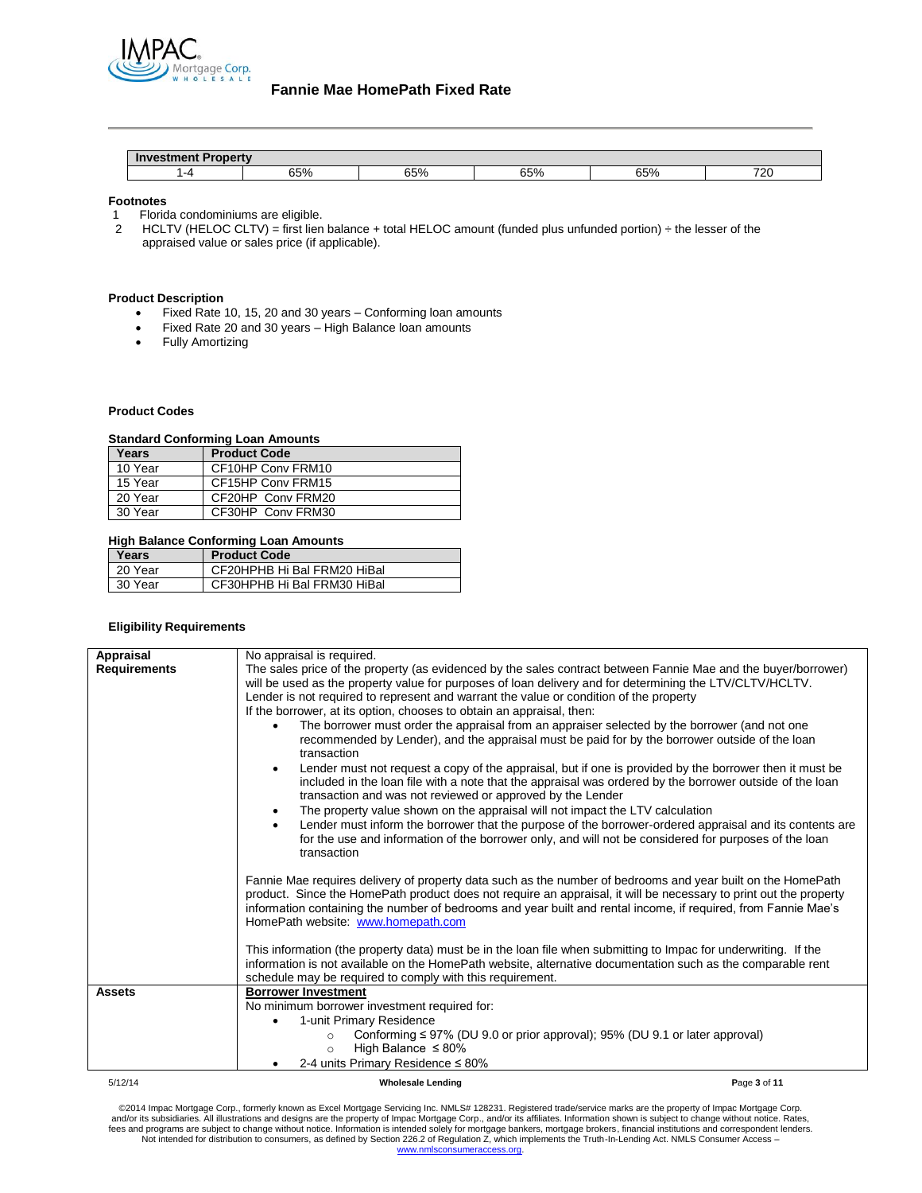| Investment Property | | | | | |
|---|---|---|---|---|---|
| 1-4 | 65% | 65% | 65% | 65% | 720 |

**Footnotes**

1. Florida condominiums are eligible.
2. HCLTV (HELOC CLTV) = first lien balance + total HELOC amount (funded plus unfunded portion) ÷ the lesser of the appraised value or sales price (if applicable).

**Product Description**

- Fixed Rate 10, 15, 20 and 30 years – Conforming loan amounts
- Fixed Rate 20 and 30 years – High Balance loan amounts
- Fully Amortizing

**Product Codes**

**Standard Conforming Loan Amounts**

| Years | Product Code |
|---|---|
| 10 Year | CF10HP Conv FRM10 |
| 15 Year | CF15HP Conv FRM15 |
| 20 Year | CF20HP Conv FRM20 |
| 30 Year | CF30HP Conv FRM30 |

**High Balance Conforming Loan Amounts**

| Years | Product Code |
|---|---|
| 20 Year | CF20HPHB Hi Bal FRM20 HiBal |
| 30 Year | CF30HPHB Hi Bal FRM30 HiBal |

**Eligibility Requirements**

| | |
|---|---|
| **Appraisal Requirements** | No appraisal is required.<br>The sales price of the property (as evidenced by the sales contract between Fannie Mae and the buyer/borrower) will be used as the property value for purposes of loan delivery and for determining the LTV/CLTV/HCLTV.<br>Lender is not required to represent and warrant the value or condition of the property<br>If the borrower, at its option, chooses to obtain an appraisal, then:<br>• The borrower must order the appraisal from an appraiser selected by the borrower (and not one recommended by Lender), and the appraisal must be paid for by the borrower outside of the loan transaction<br>• Lender must not request a copy of the appraisal, but if one is provided by the borrower then it must be included in the loan file with a note that the appraisal was ordered by the borrower outside of the loan transaction and was not reviewed or approved by the Lender<br>• The property value shown on the appraisal will not impact the LTV calculation<br>• Lender must inform the borrower that the purpose of the borrower-ordered appraisal and its contents are for the use and information of the borrower only, and will not be considered for purposes of the loan transaction<br><br>Fannie Mae requires delivery of property data such as the number of bedrooms and year built on the HomePath product. Since the HomePath product does not require an appraisal, it will be necessary to print out the property information containing the number of bedrooms and year built and rental income, if required, from Fannie Mae's HomePath website: www.homepath.com<br><br>This information (the property data) must be in the loan file when submitting to Impac for underwriting. If the information is not available on the HomePath website, alternative documentation such as the comparable rent schedule may be required to comply with this requirement. |
| **Assets** | **Borrower Investment**<br>No minimum borrower investment required for:<br>• 1-unit Primary Residence<br>  ○ Conforming ≤ 97% (DU 9.0 or prior approval); 95% (DU 9.1 or later approval)<br>  ○ High Balance ≤ 80%<br>• 2-4 units Primary Residence ≤ 80% |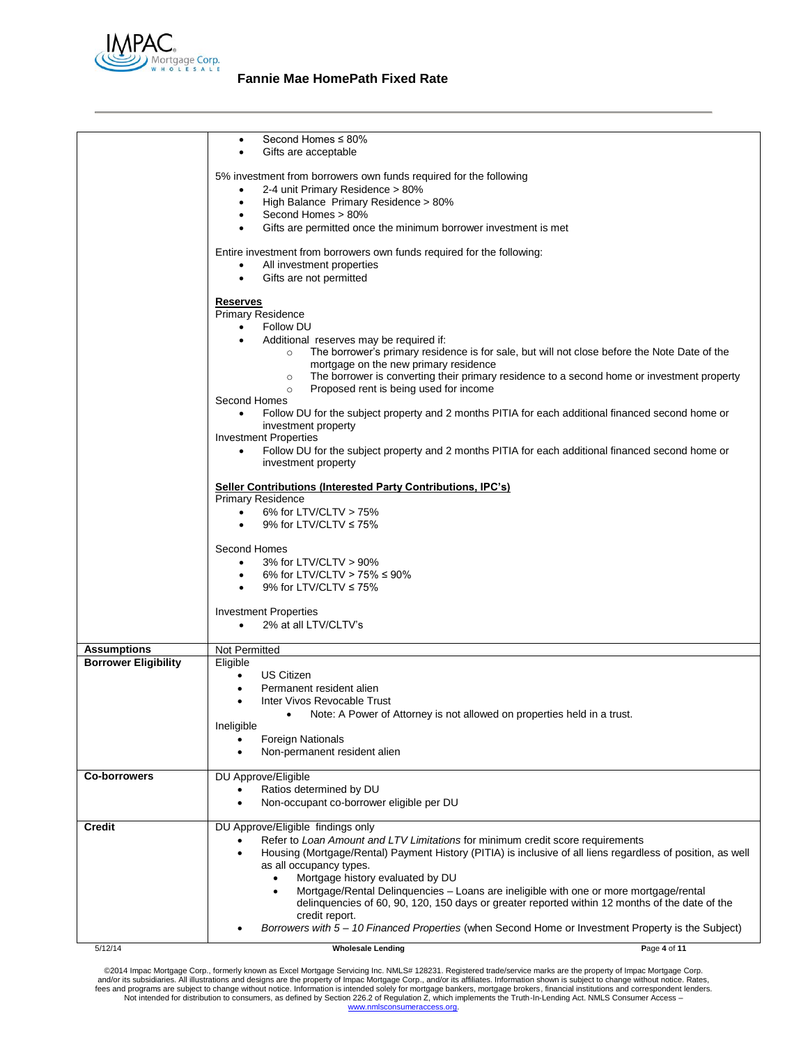| | |
|---|---|
| | • Second Homes ≤ 80%<br>• Gifts are acceptable<br><br>5% investment from borrowers own funds required for the following<br>• 2-4 unit Primary Residence > 80%<br>• High Balance Primary Residence > 80%<br>• Second Homes > 80%<br>• Gifts are permitted once the minimum borrower investment is met<br><br>Entire investment from borrowers own funds required for the following:<br>• All investment properties<br>• Gifts are not permitted<br><br>**<u>Reserves</u>**<br>Primary Residence<br>• Follow DU<br>• Additional reserves may be required if:<br>  ○ The borrower's primary residence is for sale, but will not close before the Note Date of the mortgage on the new primary residence<br>  ○ The borrower is converting their primary residence to a second home or investment property<br>  ○ Proposed rent is being used for income<br>Second Homes<br>• Follow DU for the subject property and 2 months PITIA for each additional financed second home or investment property<br>Investment Properties<br>• Follow DU for the subject property and 2 months PITIA for each additional financed second home or investment property<br><br>**<u>Seller Contributions (Interested Party Contributions, IPC's)</u>**<br>Primary Residence<br>• 6% for LTV/CLTV > 75%<br>• 9% for LTV/CLTV ≤ 75%<br><br>Second Homes<br>• 3% for LTV/CLTV > 90%<br>• 6% for LTV/CLTV > 75% ≤ 90%<br>• 9% for LTV/CLTV ≤ 75%<br><br>Investment Properties<br>• 2% at all LTV/CLTV's |
| **Assumptions** | Not Permitted |
| **Borrower Eligibility** | Eligible<br>• US Citizen<br>• Permanent resident alien<br>• Inter Vivos Revocable Trust<br>  • Note: A Power of Attorney is not allowed on properties held in a trust.<br>Ineligible<br>• Foreign Nationals<br>• Non-permanent resident alien |
| **Co-borrowers** | DU Approve/Eligible<br>• Ratios determined by DU<br>• Non-occupant co-borrower eligible per DU |
| **Credit** | DU Approve/Eligible findings only<br>• Refer to *Loan Amount and LTV Limitations* for minimum credit score requirements<br>• Housing (Mortgage/Rental) Payment History (PITIA) is inclusive of all liens regardless of position, as well as all occupancy types.<br>  • Mortgage history evaluated by DU<br>  • Mortgage/Rental Delinquencies – Loans are ineligible with one or more mortgage/rental delinquencies of 60, 90, 120, 150 days or greater reported within 12 months of the date of the credit report.<br>• *Borrowers with 5 – 10 Financed Properties* (when Second Home or Investment Property is the Subject) |

©2014 Impac Mortgage Corp., formerly known as Excel Mortgage Servicing Inc. NMLS# 128231. Registered trade/service marks are the property of Impac Mortgage Corp. and/or its subsidiaries. All illustrations and designs are the property of Impac Mortgage Corp., and/or its affiliates. Information shown is subject to change without notice. Rates, fees and programs are subject to change without notice. Information is intended solely for mortgage bankers, mortgage brokers, financial institutions and correspondent lenders. Not intended for distribution to consumers, as defined by Section 226.2 of Regulation Z, which implements the Truth-In-Lending Act. NMLS Consumer Access – www.nmlsconsumeraccess.org.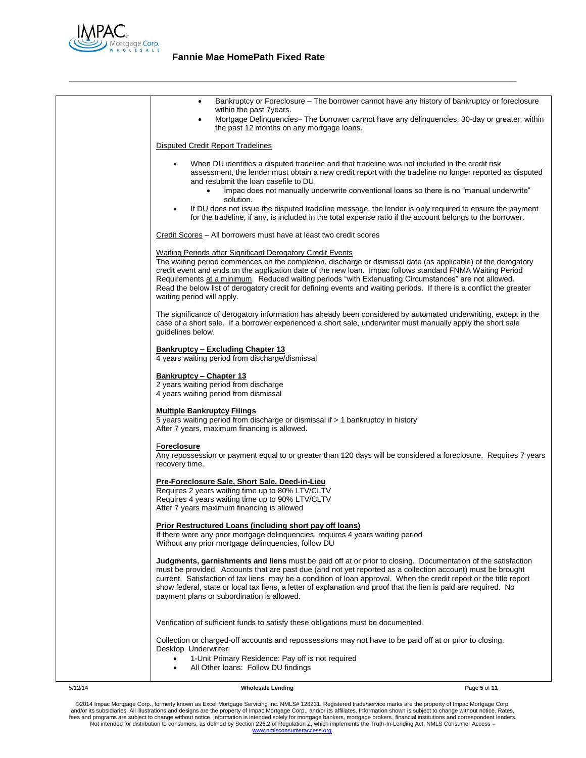- Bankruptcy or Foreclosure – The borrower cannot have any history of bankruptcy or foreclosure within the past 7years.
- Mortgage Delinquencies– The borrower cannot have any delinquencies, 30-day or greater, within the past 12 months on any mortgage loans.

Disputed Credit Report Tradelines

- When DU identifies a disputed tradeline and that tradeline was not included in the credit risk assessment, the lender must obtain a new credit report with the tradeline no longer reported as disputed and resubmit the loan casefile to DU.
  - Impac does not manually underwrite conventional loans so there is no "manual underwrite" solution.
- If DU does not issue the disputed tradeline message, the lender is only required to ensure the payment for the tradeline, if any, is included in the total expense ratio if the account belongs to the borrower.

Credit Scores – All borrowers must have at least two credit scores

Waiting Periods after Significant Derogatory Credit Events
The waiting period commences on the completion, discharge or dismissal date (as applicable) of the derogatory credit event and ends on the application date of the new loan. Impac follows standard FNMA Waiting Period Requirements at a minimum. Reduced waiting periods "with Extenuating Circumstances" are not allowed. Read the below list of derogatory credit for defining events and waiting periods. If there is a conflict the greater waiting period will apply.

The significance of derogatory information has already been considered by automated underwriting, except in the case of a short sale. If a borrower experienced a short sale, underwriter must manually apply the short sale guidelines below.

**Bankruptcy – Excluding Chapter 13**
4 years waiting period from discharge/dismissal

**Bankruptcy – Chapter 13**
2 years waiting period from discharge
4 years waiting period from dismissal

**Multiple Bankruptcy Filings**
5 years waiting period from discharge or dismissal if > 1 bankruptcy in history
After 7 years, maximum financing is allowed.

**Foreclosure**
Any repossession or payment equal to or greater than 120 days will be considered a foreclosure. Requires 7 years recovery time.

**Pre-Foreclosure Sale, Short Sale, Deed-in-Lieu**
Requires 2 years waiting time up to 80% LTV/CLTV
Requires 4 years waiting time up to 90% LTV/CLTV
After 7 years maximum financing is allowed

**Prior Restructured Loans (including short pay off loans)**
If there were any prior mortgage delinquencies, requires 4 years waiting period
Without any prior mortgage delinquencies, follow DU

**Judgments, garnishments and liens** must be paid off at or prior to closing. Documentation of the satisfaction must be provided. Accounts that are past due (and not yet reported as a collection account) must be brought current. Satisfaction of tax liens may be a condition of loan approval. When the credit report or the title report show federal, state or local tax liens, a letter of explanation and proof that the lien is paid are required. No payment plans or subordination is allowed.

Verification of sufficient funds to satisfy these obligations must be documented.

Collection or charged-off accounts and repossessions may not have to be paid off at or prior to closing.
Desktop Underwriter:

- 1-Unit Primary Residence: Pay off is not required
- All Other loans: Follow DU findings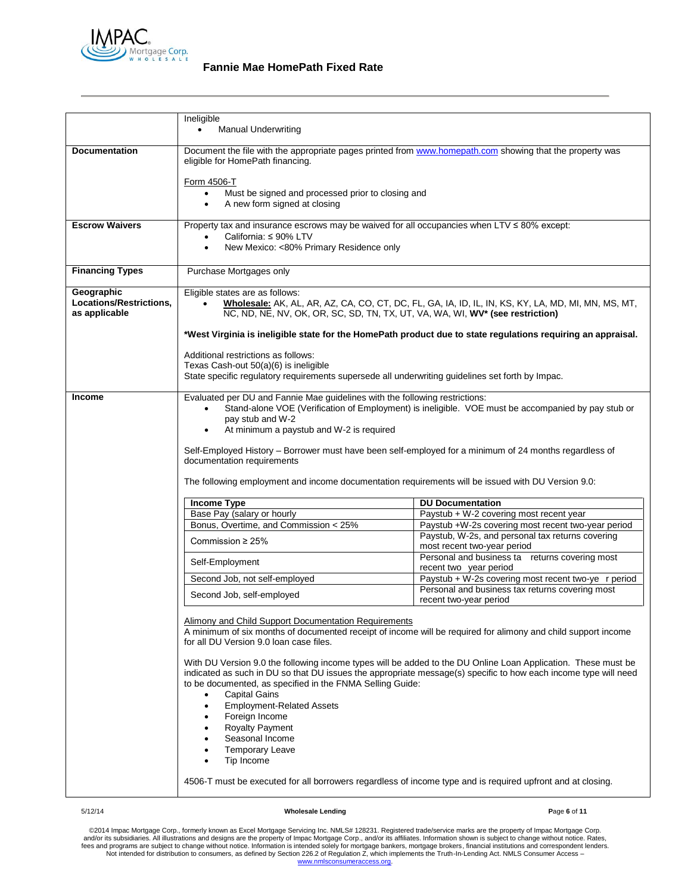| | |
|---|---|
| | Ineligible<br>• Manual Underwriting |
| **Documentation** | Document the file with the appropriate pages printed from www.homepath.com showing that the property was eligible for HomePath financing.<br><br>Form 4506-T<br>• Must be signed and processed prior to closing and<br>• A new form signed at closing |
| **Escrow Waivers** | Property tax and insurance escrows may be waived for all occupancies when LTV ≤ 80% except:<br>• California: ≤ 90% LTV<br>• New Mexico: <80% Primary Residence only |
| **Financing Types** | Purchase Mortgages only |
| **Geographic Locations/Restrictions, as applicable** | Eligible states are as follows:<br>• **Wholesale:** AK, AL, AR, AZ, CA, CO, CT, DC, FL, GA, IA, ID, IL, IN, KS, KY, LA, MD, MI, MN, MS, MT, NC, ND, NE, NV, OK, OR, SC, SD, TN, TX, UT, VA, WA, WI, **WV* (see restriction)**<br><br>***West Virginia is ineligible state for the HomePath product due to state regulations requiring an appraisal.**<br><br>Additional restrictions as follows:<br>Texas Cash-out 50(a)(6) is ineligible<br>State specific regulatory requirements supersede all underwriting guidelines set forth by Impac. |
| **Income** | Evaluated per DU and Fannie Mae guidelines with the following restrictions:<br>• Stand-alone VOE (Verification of Employment) is ineligible. VOE must be accompanied by pay stub or pay stub and W-2<br>• At minimum a paystub and W-2 is required<br><br>Self-Employed History – Borrower must have been self-employed for a minimum of 24 months regardless of documentation requirements<br><br>The following employment and income documentation requirements will be issued with DU Version 9.0:<br><br>**Income Type** — **DU Documentation**<br>• Base Pay (salary or hourly — Paystub + W-2 covering most recent year<br>• Bonus, Overtime, and Commission < 25% — Paystub +W-2s covering most recent two-year period<br>• Commission ≥ 25% — Paystub, W-2s, and personal tax returns covering most recent two-year period<br>• Self-Employment — Personal and business ta returns covering most recent two year period<br>• Second Job, not self-employed — Paystub + W-2s covering most recent two-ye r period<br>• Second Job, self-employed — Personal and business tax returns covering most recent two-year period<br><br>Alimony and Child Support Documentation Requirements<br>A minimum of six months of documented receipt of income will be required for alimony and child support income for all DU Version 9.0 loan case files.<br><br>With DU Version 9.0 the following income types will be added to the DU Online Loan Application. These must be indicated as such in DU so that DU issues the appropriate message(s) specific to how each income type will need to be documented, as specified in the FNMA Selling Guide:<br>• Capital Gains<br>• Employment-Related Assets<br>• Foreign Income<br>• Royalty Payment<br>• Seasonal Income<br>• Temporary Leave<br>• Tip Income<br><br>4506-T must be executed for all borrowers regardless of income type and is required upfront and at closing. |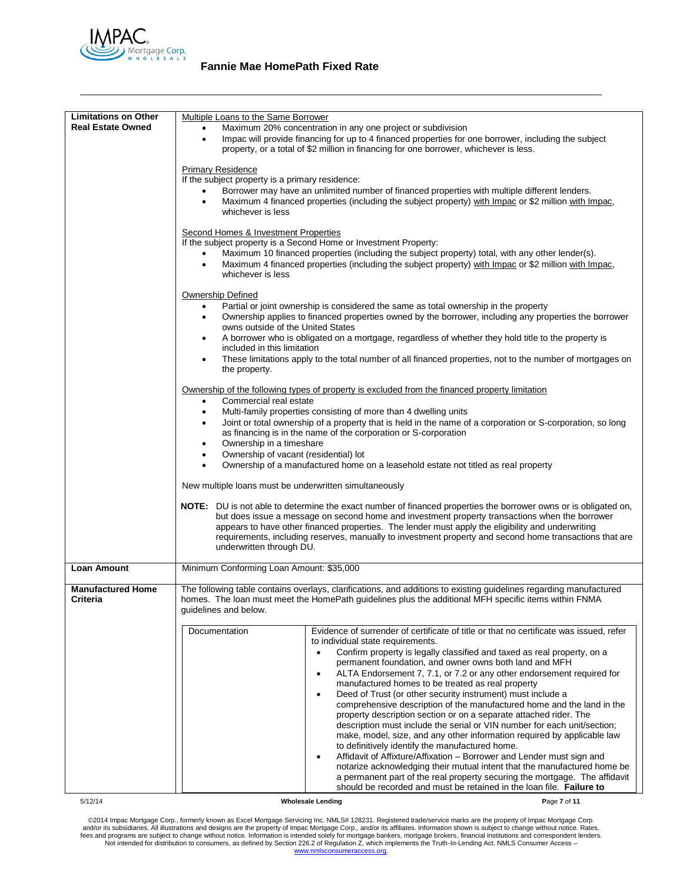# Fannie Mae HomePath Fixed Rate

| | |
|---|---|
| **Limitations on Other Real Estate Owned** | Multiple Loans to the Same Borrower<br>• Maximum 20% concentration in any one project or subdivision<br>• Impac will provide financing for up to 4 financed properties for one borrower, including the subject property, or a total of $2 million in financing for one borrower, whichever is less.<br><br>Primary Residence<br>If the subject property is a primary residence:<br>• Borrower may have an unlimited number of financed properties with multiple different lenders.<br>• Maximum 4 financed properties (including the subject property) with Impac or $2 million with Impac, whichever is less<br><br>Second Homes & Investment Properties<br>If the subject property is a Second Home or Investment Property:<br>• Maximum 10 financed properties (including the subject property) total, with any other lender(s).<br>• Maximum 4 financed properties (including the subject property) with Impac or $2 million with Impac, whichever is less<br><br>Ownership Defined<br>• Partial or joint ownership is considered the same as total ownership in the property<br>• Ownership applies to financed properties owned by the borrower, including any properties the borrower owns outside of the United States<br>• A borrower who is obligated on a mortgage, regardless of whether they hold title to the property is included in this limitation<br>• These limitations apply to the total number of all financed properties, not to the number of mortgages on the property.<br><br>Ownership of the following types of property is excluded from the financed property limitation<br>• Commercial real estate<br>• Multi-family properties consisting of more than 4 dwelling units<br>• Joint or total ownership of a property that is held in the name of a corporation or S-corporation, so long as financing is in the name of the corporation or S-corporation<br>• Ownership in a timeshare<br>• Ownership of vacant (residential) lot<br>• Ownership of a manufactured home on a leasehold estate not titled as real property<br><br>New multiple loans must be underwritten simultaneously<br><br>**NOTE:** DU is not able to determine the exact number of financed properties the borrower owns or is obligated on, but does issue a message on second home and investment property transactions when the borrower appears to have other financed properties. The lender must apply the eligibility and underwriting requirements, including reserves, manually to investment property and second home transactions that are underwritten through DU. |
| **Loan Amount** | Minimum Conforming Loan Amount: $35,000 |
| **Manufactured Home Criteria** | The following table contains overlays, clarifications, and additions to existing guidelines regarding manufactured homes. The loan must meet the HomePath guidelines plus the additional MFH specific items within FNMA guidelines and below. |

| | |
|---|---|
| Documentation | Evidence of surrender of certificate of title or that no certificate was issued, refer to individual state requirements.<br>• Confirm property is legally classified and taxed as real property, on a permanent foundation, and owner owns both land and MFH<br>• ALTA Endorsement 7, 7.1, or 7.2 or any other endorsement required for manufactured homes to be treated as real property<br>• Deed of Trust (or other security instrument) must include a comprehensive description of the manufactured home and the land in the property description section or on a separate attached rider. The description must include the serial or VIN number for each unit/section; make, model, size, and any other information required by applicable law to definitively identify the manufactured home.<br>• Affidavit of Affixture/Affixation – Borrower and Lender must sign and notarize acknowledging their mutual intent that the manufactured home be a permanent part of the real property securing the mortgage. The affidavit should be recorded and must be retained in the loan file. **Failure to** |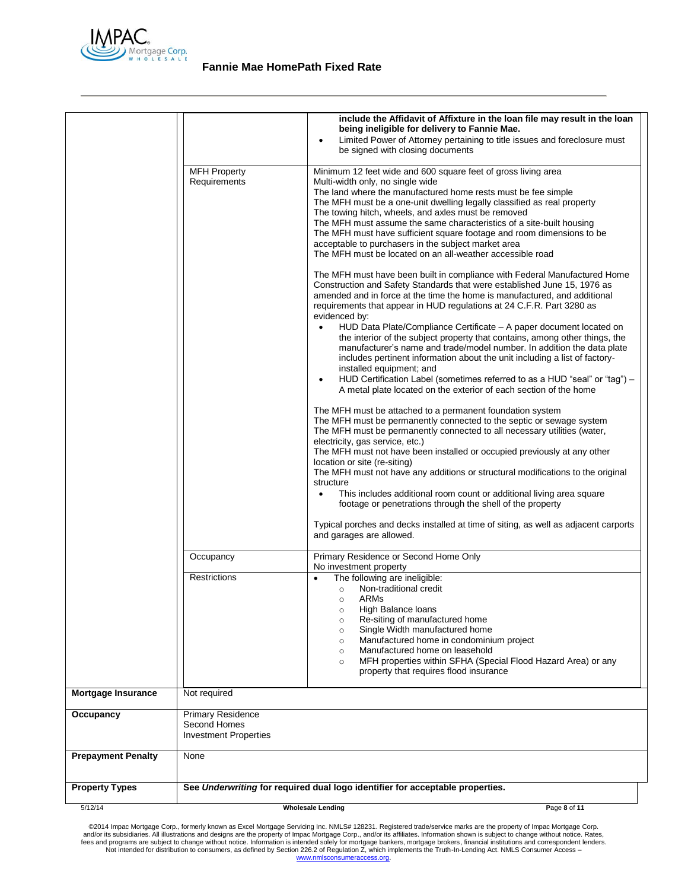| | | |
|---|---|---|
| | | **include the Affidavit of Affixture in the loan file may result in the loan being ineligible for delivery to Fannie Mae.**<br>• Limited Power of Attorney pertaining to title issues and foreclosure must be signed with closing documents |
| | MFH Property Requirements | Minimum 12 feet wide and 600 square feet of gross living area<br>Multi-width only, no single wide<br>The land where the manufactured home rests must be fee simple<br>The MFH must be a one-unit dwelling legally classified as real property<br>The towing hitch, wheels, and axles must be removed<br>The MFH must assume the same characteristics of a site-built housing<br>The MFH must have sufficient square footage and room dimensions to be acceptable to purchasers in the subject market area<br>The MFH must be located on an all-weather accessible road<br><br>The MFH must have been built in compliance with Federal Manufactured Home Construction and Safety Standards that were established June 15, 1976 as amended and in force at the time the home is manufactured, and additional requirements that appear in HUD regulations at 24 C.F.R. Part 3280 as evidenced by:<br>• HUD Data Plate/Compliance Certificate – A paper document located on the interior of the subject property that contains, among other things, the manufacturer's name and trade/model number. In addition the data plate includes pertinent information about the unit including a list of factory-installed equipment; and<br>• HUD Certification Label (sometimes referred to as a HUD "seal" or "tag") – A metal plate located on the exterior of each section of the home<br><br>The MFH must be attached to a permanent foundation system<br>The MFH must be permanently connected to the septic or sewage system<br>The MFH must be permanently connected to all necessary utilities (water, electricity, gas service, etc.)<br>The MFH must not have been installed or occupied previously at any other location or site (re-siting)<br>The MFH must not have any additions or structural modifications to the original structure<br>• This includes additional room count or additional living area square footage or penetrations through the shell of the property<br><br>Typical porches and decks installed at time of siting, as well as adjacent carports and garages are allowed. |
| | Occupancy | Primary Residence or Second Home Only<br>No investment property |
| | Restrictions | • The following are ineligible:<br>  ○ Non-traditional credit<br>  ○ ARMs<br>  ○ High Balance loans<br>  ○ Re-siting of manufactured home<br>  ○ Single Width manufactured home<br>  ○ Manufactured home in condominium project<br>  ○ Manufactured home on leasehold<br>  ○ MFH properties within SFHA (Special Flood Hazard Area) or any property that requires flood insurance |
| **Mortgage Insurance** | Not required | |
| **Occupancy** | Primary Residence<br>Second Homes<br>Investment Properties | |
| **Prepayment Penalty** | None | |
| **Property Types** | **See *Underwriting* for required dual logo identifier for acceptable properties.** | |

©2014 Impac Mortgage Corp., formerly known as Excel Mortgage Servicing Inc. NMLS# 128231. Registered trade/service marks are the property of Impac Mortgage Corp. and/or its subsidiaries. All illustrations and designs are the property of Impac Mortgage Corp., and/or its affiliates. Information shown is subject to change without notice. Rates, fees and programs are subject to change without notice. Information is intended solely for mortgage bankers, mortgage brokers, financial institutions and correspondent lenders. Not intended for distribution to consumers, as defined by Section 226.2 of Regulation Z, which implements the Truth-In-Lending Act. NMLS Consumer Access – www.nmlsconsumeraccess.org.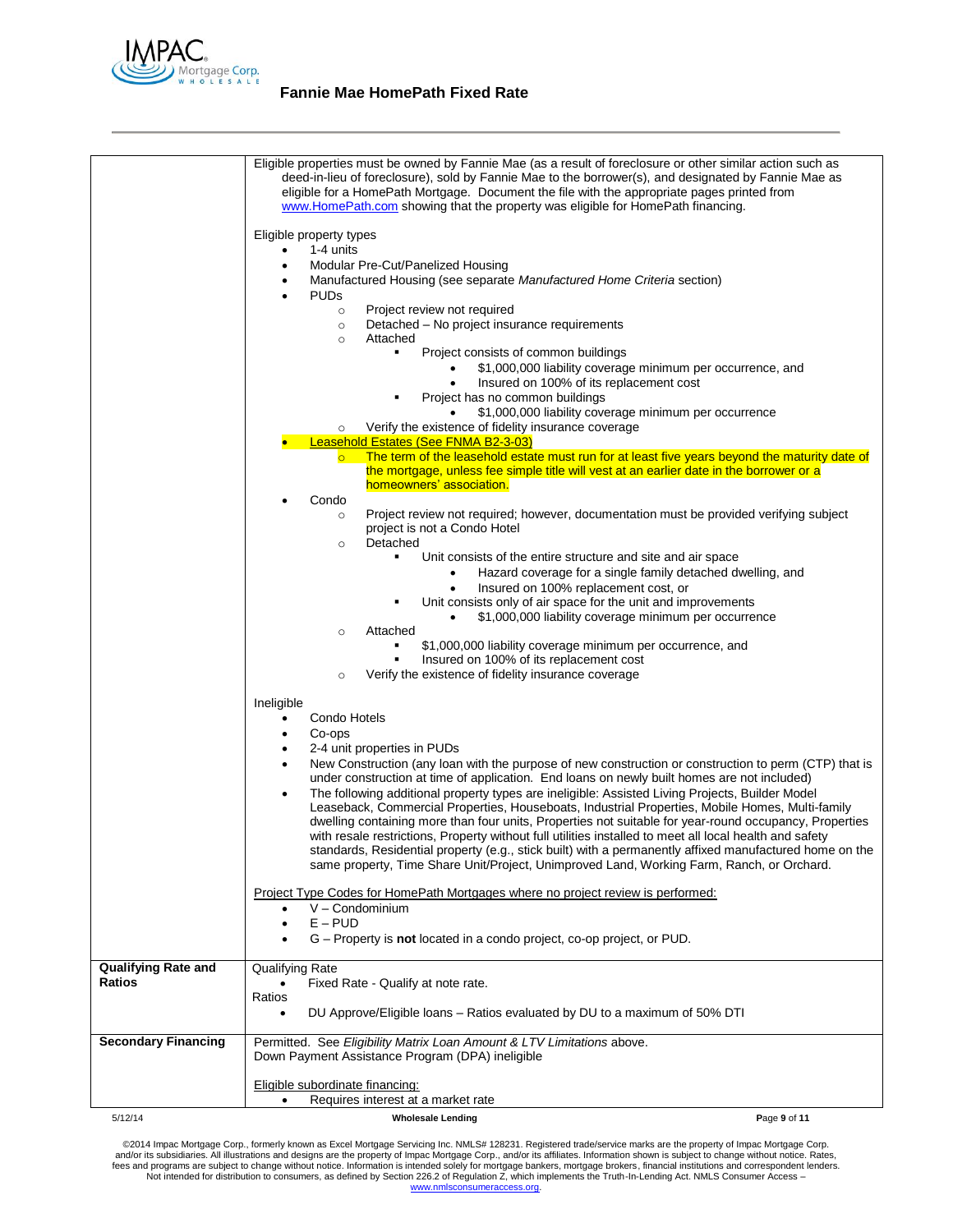| | |
|---|---|
| | Eligible properties must be owned by Fannie Mae (as a result of foreclosure or other similar action such as deed-in-lieu of foreclosure), sold by Fannie Mae to the borrower(s), and designated by Fannie Mae as eligible for a HomePath Mortgage. Document the file with the appropriate pages printed from www.HomePath.com showing that the property was eligible for HomePath financing.<br><br>Eligible property types<br>• 1-4 units<br>• Modular Pre-Cut/Panelized Housing<br>• Manufactured Housing (see separate *Manufactured Home Criteria* section)<br>• PUDs<br>&nbsp;&nbsp;○ Project review not required<br>&nbsp;&nbsp;○ Detached – No project insurance requirements<br>&nbsp;&nbsp;○ Attached<br>&nbsp;&nbsp;&nbsp;&nbsp;▪ Project consists of common buildings<br>&nbsp;&nbsp;&nbsp;&nbsp;&nbsp;&nbsp;• $1,000,000 liability coverage minimum per occurrence, and<br>&nbsp;&nbsp;&nbsp;&nbsp;&nbsp;&nbsp;• Insured on 100% of its replacement cost<br>&nbsp;&nbsp;&nbsp;&nbsp;▪ Project has no common buildings<br>&nbsp;&nbsp;&nbsp;&nbsp;&nbsp;&nbsp;• $1,000,000 liability coverage minimum per occurrence<br>&nbsp;&nbsp;○ Verify the existence of fidelity insurance coverage<br>• Leasehold Estates (See FNMA B2-3-03)<br>&nbsp;&nbsp;○ The term of the leasehold estate must run for at least five years beyond the maturity date of the mortgage, unless fee simple title will vest at an earlier date in the borrower or a homeowners' association.<br>• Condo<br>&nbsp;&nbsp;○ Project review not required; however, documentation must be provided verifying subject project is not a Condo Hotel<br>&nbsp;&nbsp;○ Detached<br>&nbsp;&nbsp;&nbsp;&nbsp;▪ Unit consists of the entire structure and site and air space<br>&nbsp;&nbsp;&nbsp;&nbsp;&nbsp;&nbsp;• Hazard coverage for a single family detached dwelling, and<br>&nbsp;&nbsp;&nbsp;&nbsp;&nbsp;&nbsp;• Insured on 100% replacement cost, or<br>&nbsp;&nbsp;&nbsp;&nbsp;▪ Unit consists only of air space for the unit and improvements<br>&nbsp;&nbsp;&nbsp;&nbsp;&nbsp;&nbsp;• $1,000,000 liability coverage minimum per occurrence<br>&nbsp;&nbsp;○ Attached<br>&nbsp;&nbsp;&nbsp;&nbsp;▪ $1,000,000 liability coverage minimum per occurrence, and<br>&nbsp;&nbsp;&nbsp;&nbsp;▪ Insured on 100% of its replacement cost<br>&nbsp;&nbsp;○ Verify the existence of fidelity insurance coverage<br><br>Ineligible<br>• Condo Hotels<br>• Co-ops<br>• 2-4 unit properties in PUDs<br>• New Construction (any loan with the purpose of new construction or construction to perm (CTP) that is under construction at time of application. End loans on newly built homes are not included)<br>• The following additional property types are ineligible: Assisted Living Projects, Builder Model Leaseback, Commercial Properties, Houseboats, Industrial Properties, Mobile Homes, Multi-family dwelling containing more than four units, Properties not suitable for year-round occupancy, Properties with resale restrictions, Property without full utilities installed to meet all local health and safety standards, Residential property (e.g., stick built) with a permanently affixed manufactured home on the same property, Time Share Unit/Project, Unimproved Land, Working Farm, Ranch, or Orchard.<br><br>Project Type Codes for HomePath Mortgages where no project review is performed:<br>• V – Condominium<br>• E – PUD<br>• G – Property is **not** located in a condo project, co-op project, or PUD. |
| **Qualifying Rate and Ratios** | Qualifying Rate<br>• Fixed Rate - Qualify at note rate.<br>Ratios<br>• DU Approve/Eligible loans – Ratios evaluated by DU to a maximum of 50% DTI |
| **Secondary Financing** | Permitted. See *Eligibility Matrix Loan Amount & LTV Limitations* above.<br>Down Payment Assistance Program (DPA) ineligible<br><br>Eligible subordinate financing:<br>• Requires interest at a market rate |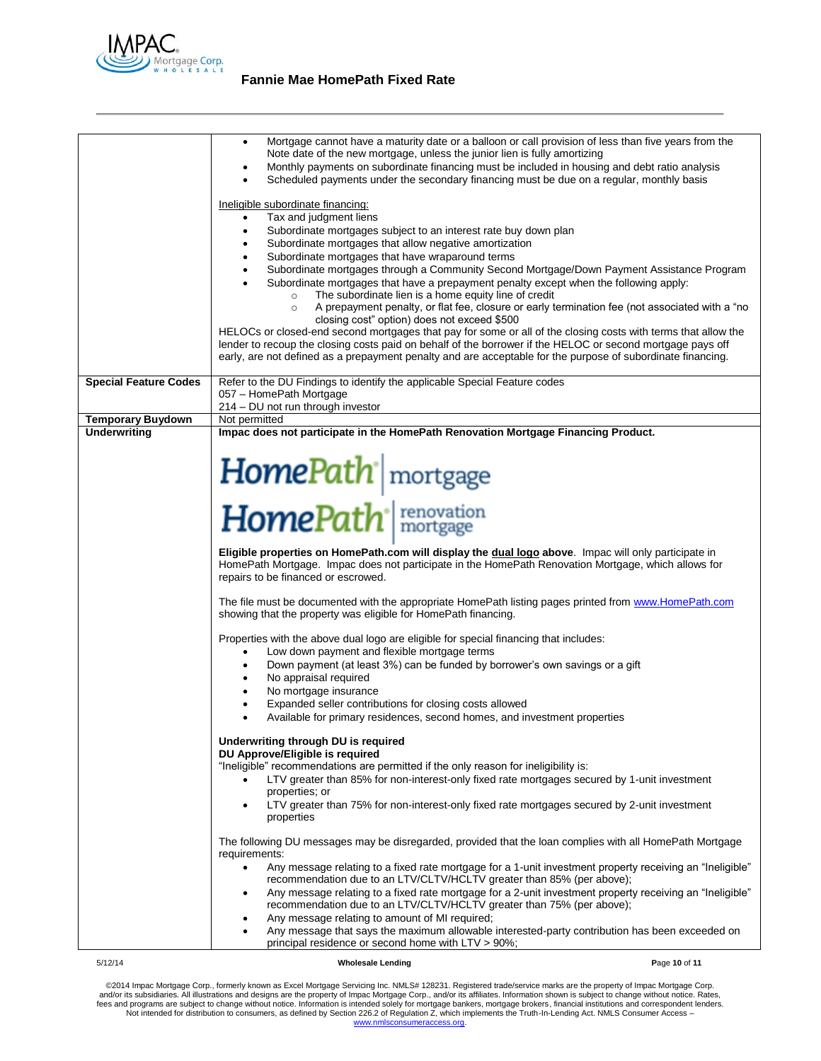| | |
|---|---|
| | • Mortgage cannot have a maturity date or a balloon or call provision of less than five years from the Note date of the new mortgage, unless the junior lien is fully amortizing<br>• Monthly payments on subordinate financing must be included in housing and debt ratio analysis<br>• Scheduled payments under the secondary financing must be due on a regular, monthly basis<br><br>Ineligible subordinate financing:<br>• Tax and judgment liens<br>• Subordinate mortgages subject to an interest rate buy down plan<br>• Subordinate mortgages that allow negative amortization<br>• Subordinate mortgages that have wraparound terms<br>• Subordinate mortgages through a Community Second Mortgage/Down Payment Assistance Program<br>• Subordinate mortgages that have a prepayment penalty except when the following apply:<br>&nbsp;&nbsp;&nbsp;&nbsp;○ The subordinate lien is a home equity line of credit<br>&nbsp;&nbsp;&nbsp;&nbsp;○ A prepayment penalty, or flat fee, closure or early termination fee (not associated with a "no closing cost" option) does not exceed $500<br><br>HELOCs or closed-end second mortgages that pay for some or all of the closing costs with terms that allow the lender to recoup the closing costs paid on behalf of the borrower if the HELOC or second mortgage pays off early, are not defined as a prepayment penalty and are acceptable for the purpose of subordinate financing. |
| **Special Feature Codes** | Refer to the DU Findings to identify the applicable Special Feature codes<br>057 – HomePath Mortgage<br>214 – DU not run through investor |
| **Temporary Buydown** | Not permitted |
| **Underwriting** | **Impac does not participate in the HomePath Renovation Mortgage Financing Product.**<br><br>HomePath mortgage<br>HomePath renovation mortgage<br><br>**Eligible properties on HomePath.com will display the dual logo above**. Impac will only participate in HomePath Mortgage. Impac does not participate in the HomePath Renovation Mortgage, which allows for repairs to be financed or escrowed.<br><br>The file must be documented with the appropriate HomePath listing pages printed from www.HomePath.com showing that the property was eligible for HomePath financing.<br><br>Properties with the above dual logo are eligible for special financing that includes:<br>• Low down payment and flexible mortgage terms<br>• Down payment (at least 3%) can be funded by borrower's own savings or a gift<br>• No appraisal required<br>• No mortgage insurance<br>• Expanded seller contributions for closing costs allowed<br>• Available for primary residences, second homes, and investment properties<br><br>**Underwriting through DU is required**<br>**DU Approve/Eligible is required**<br>"Ineligible" recommendations are permitted if the only reason for ineligibility is:<br>• LTV greater than 85% for non-interest-only fixed rate mortgages secured by 1-unit investment properties; or<br>• LTV greater than 75% for non-interest-only fixed rate mortgages secured by 2-unit investment properties<br><br>The following DU messages may be disregarded, provided that the loan complies with all HomePath Mortgage requirements:<br>• Any message relating to a fixed rate mortgage for a 1-unit investment property receiving an "Ineligible" recommendation due to an LTV/CLTV/HCLTV greater than 85% (per above);<br>• Any message relating to a fixed rate mortgage for a 2-unit investment property receiving an "Ineligible" recommendation due to an LTV/CLTV/HCLTV greater than 75% (per above);<br>• Any message relating to amount of MI required;<br>• Any message that says the maximum allowable interested-party contribution has been exceeded on principal residence or second home with LTV > 90%; |

©2014 Impac Mortgage Corp., formerly known as Excel Mortgage Servicing Inc. NMLS# 128231. Registered trade/service marks are the property of Impac Mortgage Corp. and/or its subsidiaries. All illustrations and designs are the property of Impac Mortgage Corp., and/or its affiliates. Information shown is subject to change without notice. Rates, fees and programs are subject to change without notice. Information is intended solely for mortgage bankers, mortgage brokers, financial institutions and correspondent lenders. Not intended for distribution to consumers, as defined by Section 226.2 of Regulation Z, which implements the Truth-In-Lending Act. NMLS Consumer Access – www.nmlsconsumeraccess.org.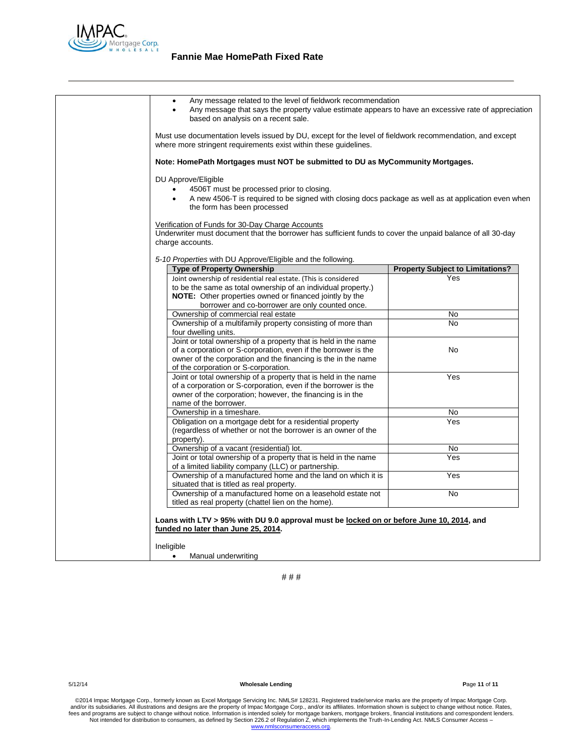- Any message related to the level of fieldwork recommendation
- Any message that says the property value estimate appears to have an excessive rate of appreciation based on analysis on a recent sale.

Must use documentation levels issued by DU, except for the level of fieldwork recommendation, and except where more stringent requirements exist within these guidelines.

**Note: HomePath Mortgages must NOT be submitted to DU as MyCommunity Mortgages.**

DU Approve/Eligible

- 4506T must be processed prior to closing.
- A new 4506-T is required to be signed with closing docs package as well as at application even when the form has been processed

Verification of Funds for 30-Day Charge Accounts

Underwriter must document that the borrower has sufficient funds to cover the unpaid balance of all 30-day charge accounts.

*5-10 Properties* with DU Approve/Eligible and the following.

| Type of Property Ownership | Property Subject to Limitations? |
|---|---|
| Joint ownership of residential real estate. (This is considered to be the same as total ownership of an individual property.) **NOTE:** Other properties owned or financed jointly by the borrower and co-borrower are only counted once. | Yes |
| Ownership of commercial real estate | No |
| Ownership of a multifamily property consisting of more than four dwelling units. | No |
| Joint or total ownership of a property that is held in the name of a corporation or S-corporation, even if the borrower is the owner of the corporation and the financing is the in the name of the corporation or S-corporation. | No |
| Joint or total ownership of a property that is held in the name of a corporation or S-corporation, even if the borrower is the owner of the corporation; however, the financing is in the name of the borrower. | Yes |
| Ownership in a timeshare. | No |
| Obligation on a mortgage debt for a residential property (regardless of whether or not the borrower is an owner of the property). | Yes |
| Ownership of a vacant (residential) lot. | No |
| Joint or total ownership of a property that is held in the name of a limited liability company (LLC) or partnership. | Yes |
| Ownership of a manufactured home and the land on which it is situated that is titled as real property. | Yes |
| Ownership of a manufactured home on a leasehold estate not titled as real property (chattel lien on the home). | No |

**Loans with LTV > 95% with DU 9.0 approval must be locked on or before June 10, 2014, and funded no later than June 25, 2014.**

Ineligible

- Manual underwriting

# # #